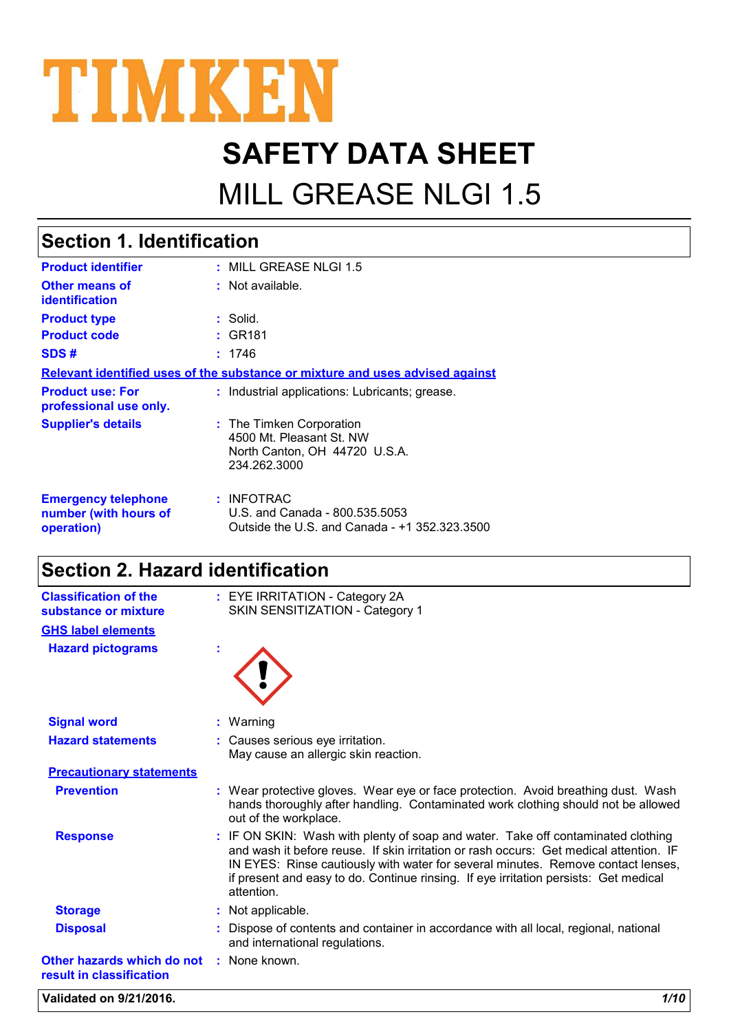TIMKEN

# SAFETY DATA SHEET

# MILL GREASE NLGI 1.5

## Section 1. Identification

**Product identifier** : MILL GREASE NLGI 1.5

**Other means of identification** : Not available.

**Product type** : Solid.

**Product code** : GR181

**SDS #** : 1746

**Relevant identified uses of the substance or mixture and uses advised against**

**Product use: For professional use only.** : Industrial applications: Lubricants; grease.

**Supplier's details** : The Timken Corporation
4500 Mt. Pleasant St. NW
North Canton, OH 44720 U.S.A.
234.262.3000

**Emergency telephone number (with hours of operation)** : INFOTRAC
U.S. and Canada - 800.535.5053
Outside the U.S. and Canada - +1 352.323.3500

## Section 2. Hazard identification

**Classification of the substance or mixture** : EYE IRRITATION - Category 2A
SKIN SENSITIZATION - Category 1

**GHS label elements**

**Hazard pictograms** :

**Signal word** : Warning

**Hazard statements** : Causes serious eye irritation.
May cause an allergic skin reaction.

**Precautionary statements**

**Prevention** : Wear protective gloves. Wear eye or face protection. Avoid breathing dust. Wash hands thoroughly after handling. Contaminated work clothing should not be allowed out of the workplace.

**Response** : IF ON SKIN: Wash with plenty of soap and water. Take off contaminated clothing and wash it before reuse. If skin irritation or rash occurs: Get medical attention. IF IN EYES: Rinse cautiously with water for several minutes. Remove contact lenses, if present and easy to do. Continue rinsing. If eye irritation persists: Get medical attention.

**Storage** : Not applicable.

**Disposal** : Dispose of contents and container in accordance with all local, regional, national and international regulations.

**Other hazards which do not result in classification** : None known.

**Validated on 9/21/2016.**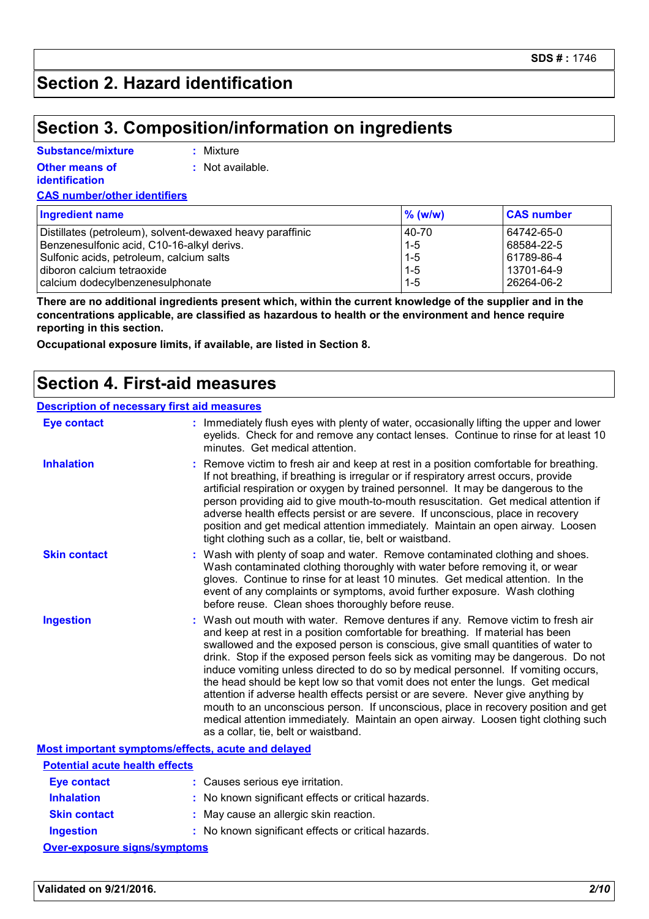## Section 2. Hazard identification

## Section 3. Composition/information on ingredients

**Substance/mixture** : Mixture

**Other means of identification** : Not available.

**CAS number/other identifiers**

| Ingredient name | % (w/w) | CAS number |
|---|---|---|
| Distillates (petroleum), solvent-dewaxed heavy paraffinic | 40-70 | 64742-65-0 |
| Benzenesulfonic acid, C10-16-alkyl derivs. | 1-5 | 68584-22-5 |
| Sulfonic acids, petroleum, calcium salts | 1-5 | 61789-86-4 |
| diboron calcium tetraoxide | 1-5 | 13701-64-9 |
| calcium dodecylbenzenesulphonate | 1-5 | 26264-06-2 |

**There are no additional ingredients present which, within the current knowledge of the supplier and in the concentrations applicable, are classified as hazardous to health or the environment and hence require reporting in this section.**

**Occupational exposure limits, if available, are listed in Section 8.**

## Section 4. First-aid measures

**Description of necessary first aid measures**

**Eye contact** : Immediately flush eyes with plenty of water, occasionally lifting the upper and lower eyelids. Check for and remove any contact lenses. Continue to rinse for at least 10 minutes. Get medical attention.

**Inhalation** : Remove victim to fresh air and keep at rest in a position comfortable for breathing. If not breathing, if breathing is irregular or if respiratory arrest occurs, provide artificial respiration or oxygen by trained personnel. It may be dangerous to the person providing aid to give mouth-to-mouth resuscitation. Get medical attention if adverse health effects persist or are severe. If unconscious, place in recovery position and get medical attention immediately. Maintain an open airway. Loosen tight clothing such as a collar, tie, belt or waistband.

**Skin contact** : Wash with plenty of soap and water. Remove contaminated clothing and shoes. Wash contaminated clothing thoroughly with water before removing it, or wear gloves. Continue to rinse for at least 10 minutes. Get medical attention. In the event of any complaints or symptoms, avoid further exposure. Wash clothing before reuse. Clean shoes thoroughly before reuse.

**Ingestion** : Wash out mouth with water. Remove dentures if any. Remove victim to fresh air and keep at rest in a position comfortable for breathing. If material has been swallowed and the exposed person is conscious, give small quantities of water to drink. Stop if the exposed person feels sick as vomiting may be dangerous. Do not induce vomiting unless directed to do so by medical personnel. If vomiting occurs, the head should be kept low so that vomit does not enter the lungs. Get medical attention if adverse health effects persist or are severe. Never give anything by mouth to an unconscious person. If unconscious, place in recovery position and get medical attention immediately. Maintain an open airway. Loosen tight clothing such as a collar, tie, belt or waistband.

**Most important symptoms/effects, acute and delayed**

**Potential acute health effects**

**Eye contact** : Causes serious eye irritation.

**Inhalation** : No known significant effects or critical hazards.

**Skin contact** : May cause an allergic skin reaction.

**Ingestion** : No known significant effects or critical hazards.

**Over-exposure signs/symptoms**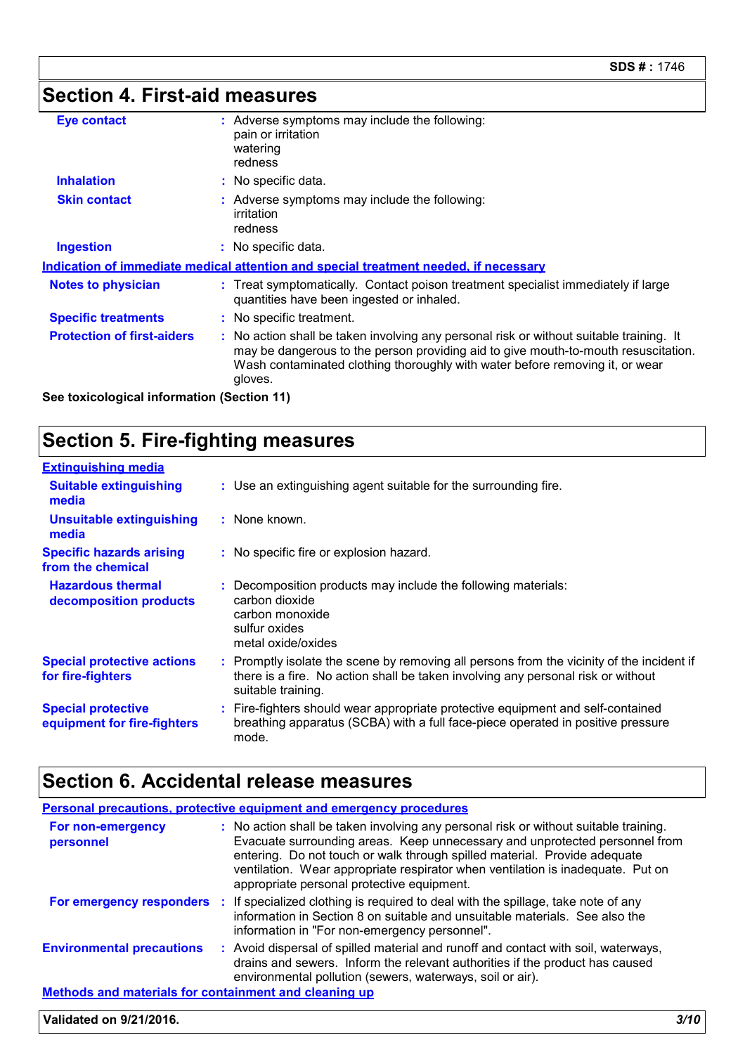## Section 4. First-aid measures

| | | |
|---|---|---|
| **Eye contact** | : | Adverse symptoms may include the following:<br>pain or irritation<br>watering<br>redness |
| **Inhalation** | : | No specific data. |
| **Skin contact** | : | Adverse symptoms may include the following:<br>irritation<br>redness |
| **Ingestion** | : | No specific data. |

**Indication of immediate medical attention and special treatment needed, if necessary**

| | | |
|---|---|---|
| **Notes to physician** | : | Treat symptomatically. Contact poison treatment specialist immediately if large quantities have been ingested or inhaled. |
| **Specific treatments** | : | No specific treatment. |
| **Protection of first-aiders** | : | No action shall be taken involving any personal risk or without suitable training. It may be dangerous to the person providing aid to give mouth-to-mouth resuscitation. Wash contaminated clothing thoroughly with water before removing it, or wear gloves. |

**See toxicological information (Section 11)**

## Section 5. Fire-fighting measures

**Extinguishing media**

| | | |
|---|---|---|
| **Suitable extinguishing media** | : | Use an extinguishing agent suitable for the surrounding fire. |
| **Unsuitable extinguishing media** | : | None known. |
| **Specific hazards arising from the chemical** | : | No specific fire or explosion hazard. |
| **Hazardous thermal decomposition products** | : | Decomposition products may include the following materials:<br>carbon dioxide<br>carbon monoxide<br>sulfur oxides<br>metal oxide/oxides |
| **Special protective actions for fire-fighters** | : | Promptly isolate the scene by removing all persons from the vicinity of the incident if there is a fire. No action shall be taken involving any personal risk or without suitable training. |
| **Special protective equipment for fire-fighters** | : | Fire-fighters should wear appropriate protective equipment and self-contained breathing apparatus (SCBA) with a full face-piece operated in positive pressure mode. |

## Section 6. Accidental release measures

**Personal precautions, protective equipment and emergency procedures**

| | | |
|---|---|---|
| **For non-emergency personnel** | : | No action shall be taken involving any personal risk or without suitable training. Evacuate surrounding areas. Keep unnecessary and unprotected personnel from entering. Do not touch or walk through spilled material. Provide adequate ventilation. Wear appropriate respirator when ventilation is inadequate. Put on appropriate personal protective equipment. |
| **For emergency responders** | : | If specialized clothing is required to deal with the spillage, take note of any information in Section 8 on suitable and unsuitable materials. See also the information in "For non-emergency personnel". |
| **Environmental precautions** | : | Avoid dispersal of spilled material and runoff and contact with soil, waterways, drains and sewers. Inform the relevant authorities if the product has caused environmental pollution (sewers, waterways, soil or air). |

**Methods and materials for containment and cleaning up**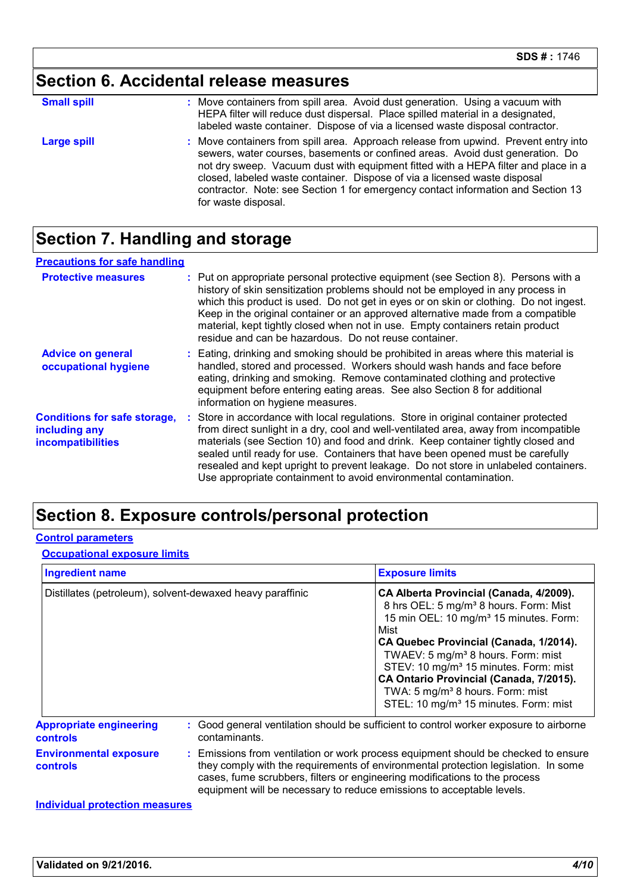## Section 6. Accidental release measures

**Small spill** : Move containers from spill area. Avoid dust generation. Using a vacuum with HEPA filter will reduce dust dispersal. Place spilled material in a designated, labeled waste container. Dispose of via a licensed waste disposal contractor.

**Large spill** : Move containers from spill area. Approach release from upwind. Prevent entry into sewers, water courses, basements or confined areas. Avoid dust generation. Do not dry sweep. Vacuum dust with equipment fitted with a HEPA filter and place in a closed, labeled waste container. Dispose of via a licensed waste disposal contractor. Note: see Section 1 for emergency contact information and Section 13 for waste disposal.

## Section 7. Handling and storage

### Precautions for safe handling

**Protective measures** : Put on appropriate personal protective equipment (see Section 8). Persons with a history of skin sensitization problems should not be employed in any process in which this product is used. Do not get in eyes or on skin or clothing. Do not ingest. Keep in the original container or an approved alternative made from a compatible material, kept tightly closed when not in use. Empty containers retain product residue and can be hazardous. Do not reuse container.

**Advice on general occupational hygiene** : Eating, drinking and smoking should be prohibited in areas where this material is handled, stored and processed. Workers should wash hands and face before eating, drinking and smoking. Remove contaminated clothing and protective equipment before entering eating areas. See also Section 8 for additional information on hygiene measures.

**Conditions for safe storage, including any incompatibilities** : Store in accordance with local regulations. Store in original container protected from direct sunlight in a dry, cool and well-ventilated area, away from incompatible materials (see Section 10) and food and drink. Keep container tightly closed and sealed until ready for use. Containers that have been opened must be carefully resealed and kept upright to prevent leakage. Do not store in unlabeled containers. Use appropriate containment to avoid environmental contamination.

## Section 8. Exposure controls/personal protection

### Control parameters

#### Occupational exposure limits

| Ingredient name | Exposure limits |
|---|---|
| Distillates (petroleum), solvent-dewaxed heavy paraffinic | **CA Alberta Provincial (Canada, 4/2009).**<br>8 hrs OEL: 5 mg/m³ 8 hours. Form: Mist<br>15 min OEL: 10 mg/m³ 15 minutes. Form: Mist<br>**CA Quebec Provincial (Canada, 1/2014).**<br>TWAEV: 5 mg/m³ 8 hours. Form: mist<br>STEV: 10 mg/m³ 15 minutes. Form: mist<br>**CA Ontario Provincial (Canada, 7/2015).**<br>TWA: 5 mg/m³ 8 hours. Form: mist<br>STEL: 10 mg/m³ 15 minutes. Form: mist |

**Appropriate engineering controls** : Good general ventilation should be sufficient to control worker exposure to airborne contaminants.

**Environmental exposure controls** : Emissions from ventilation or work process equipment should be checked to ensure they comply with the requirements of environmental protection legislation. In some cases, fume scrubbers, filters or engineering modifications to the process equipment will be necessary to reduce emissions to acceptable levels.

### Individual protection measures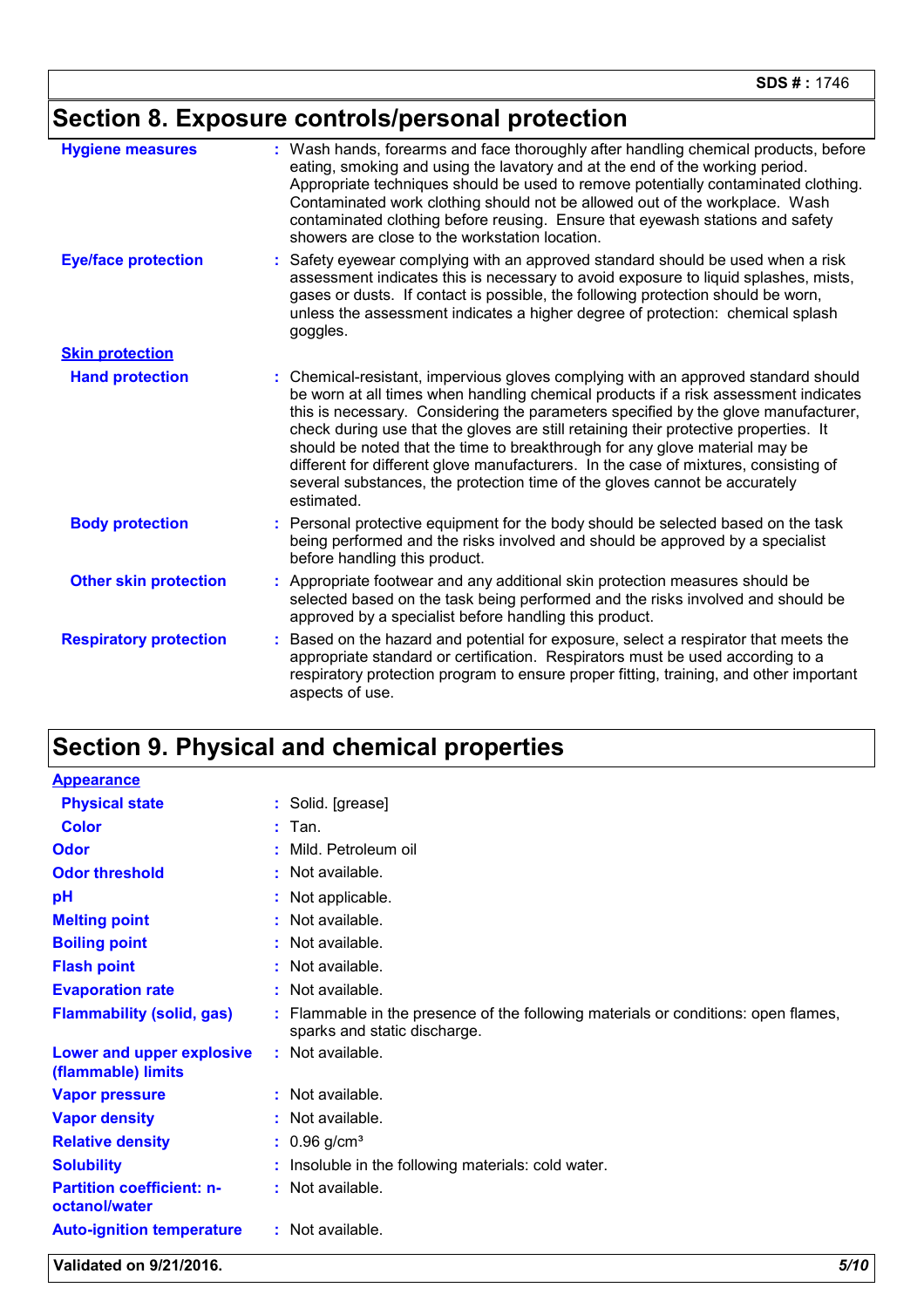## Section 8. Exposure controls/personal protection

**Hygiene measures** : Wash hands, forearms and face thoroughly after handling chemical products, before eating, smoking and using the lavatory and at the end of the working period. Appropriate techniques should be used to remove potentially contaminated clothing. Contaminated work clothing should not be allowed out of the workplace. Wash contaminated clothing before reusing. Ensure that eyewash stations and safety showers are close to the workstation location.

**Eye/face protection** : Safety eyewear complying with an approved standard should be used when a risk assessment indicates this is necessary to avoid exposure to liquid splashes, mists, gases or dusts. If contact is possible, the following protection should be worn, unless the assessment indicates a higher degree of protection: chemical splash goggles.

**Skin protection**

**Hand protection** : Chemical-resistant, impervious gloves complying with an approved standard should be worn at all times when handling chemical products if a risk assessment indicates this is necessary. Considering the parameters specified by the glove manufacturer, check during use that the gloves are still retaining their protective properties. It should be noted that the time to breakthrough for any glove material may be different for different glove manufacturers. In the case of mixtures, consisting of several substances, the protection time of the gloves cannot be accurately estimated.

**Body protection** : Personal protective equipment for the body should be selected based on the task being performed and the risks involved and should be approved by a specialist before handling this product.

**Other skin protection** : Appropriate footwear and any additional skin protection measures should be selected based on the task being performed and the risks involved and should be approved by a specialist before handling this product.

**Respiratory protection** : Based on the hazard and potential for exposure, select a respirator that meets the appropriate standard or certification. Respirators must be used according to a respiratory protection program to ensure proper fitting, training, and other important aspects of use.

## Section 9. Physical and chemical properties

**Appearance**

**Physical state** : Solid. [grease]

**Color** : Tan.

**Odor** : Mild. Petroleum oil

**Odor threshold** : Not available.

**pH** : Not applicable.

**Melting point** : Not available.

**Boiling point** : Not available.

**Flash point** : Not available.

**Evaporation rate** : Not available.

**Flammability (solid, gas)** : Flammable in the presence of the following materials or conditions: open flames, sparks and static discharge.

**Lower and upper explosive (flammable) limits** : Not available.

**Vapor pressure** : Not available.

**Vapor density** : Not available.

**Relative density** : 0.96 g/cm$^3$

**Solubility** : Insoluble in the following materials: cold water.

**Partition coefficient: n-octanol/water** : Not available.

**Auto-ignition temperature** : Not available.

Validated on 9/21/2016.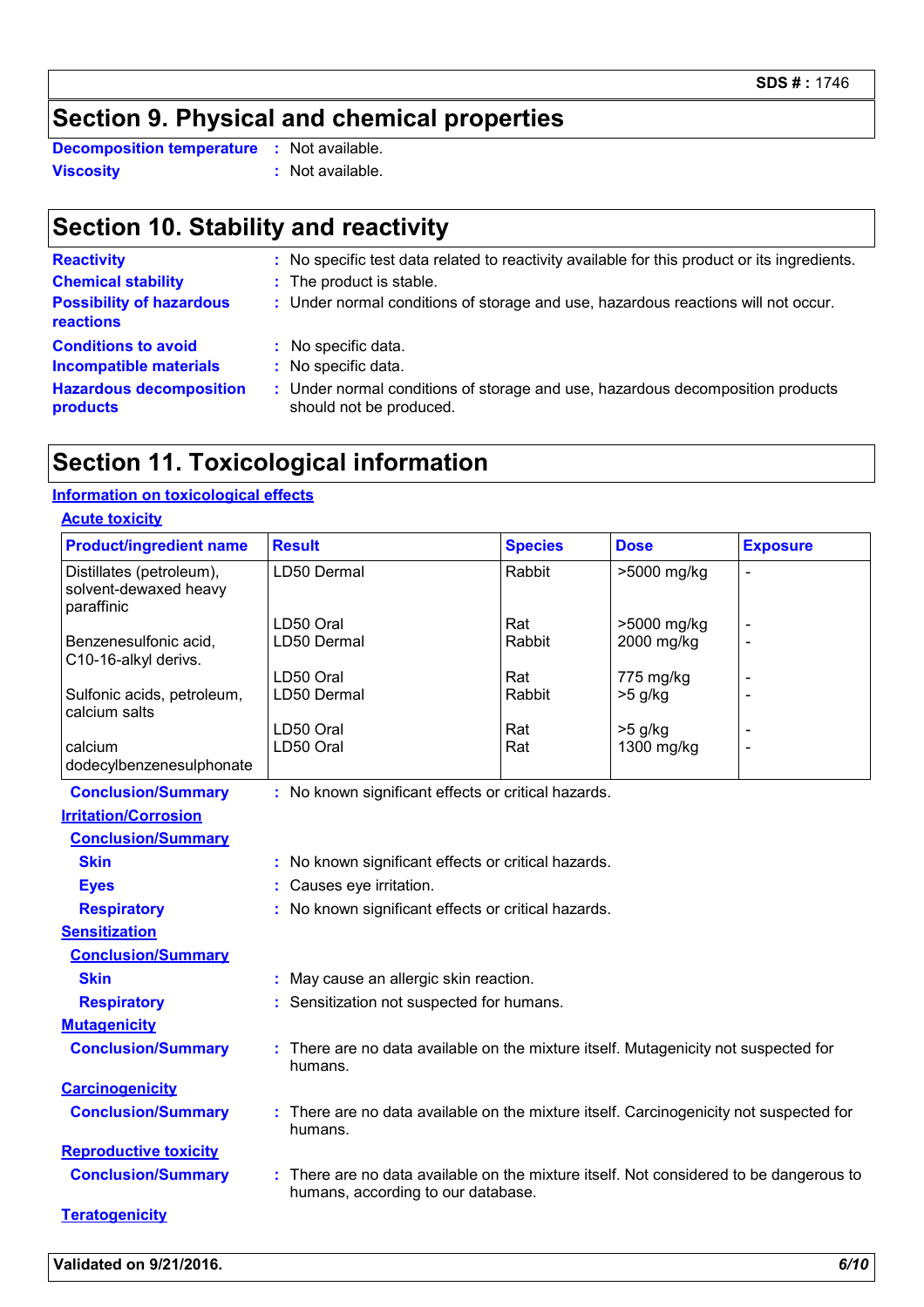## Section 9. Physical and chemical properties

**Decomposition temperature** : Not available.

**Viscosity** : Not available.

## Section 10. Stability and reactivity

**Reactivity** : No specific test data related to reactivity available for this product or its ingredients.

**Chemical stability** : The product is stable.

**Possibility of hazardous reactions** : Under normal conditions of storage and use, hazardous reactions will not occur.

**Conditions to avoid** : No specific data.

**Incompatible materials** : No specific data.

**Hazardous decomposition products** : Under normal conditions of storage and use, hazardous decomposition products should not be produced.

## Section 11. Toxicological information

### Information on toxicological effects

#### Acute toxicity

| Product/ingredient name | Result | Species | Dose | Exposure |
|---|---|---|---|---|
| Distillates (petroleum), solvent-dewaxed heavy paraffinic | LD50 Dermal | Rabbit | >5000 mg/kg | - |
| | LD50 Oral | Rat | >5000 mg/kg | - |
| Benzenesulfonic acid, C10-16-alkyl derivs. | LD50 Dermal | Rabbit | 2000 mg/kg | - |
| | LD50 Oral | Rat | 775 mg/kg | - |
| Sulfonic acids, petroleum, calcium salts | LD50 Dermal | Rabbit | >5 g/kg | - |
| | LD50 Oral | Rat | >5 g/kg | - |
| calcium dodecylbenzenesulphonate | LD50 Oral | Rat | 1300 mg/kg | - |

**Conclusion/Summary** : No known significant effects or critical hazards.

#### Irritation/Corrosion

**Conclusion/Summary**

**Skin** : No known significant effects or critical hazards.

**Eyes** : Causes eye irritation.

**Respiratory** : No known significant effects or critical hazards.

#### Sensitization

**Conclusion/Summary**

**Skin** : May cause an allergic skin reaction.

**Respiratory** : Sensitization not suspected for humans.

#### Mutagenicity

**Conclusion/Summary** : There are no data available on the mixture itself. Mutagenicity not suspected for humans.

#### Carcinogenicity

**Conclusion/Summary** : There are no data available on the mixture itself. Carcinogenicity not suspected for humans.

#### Reproductive toxicity

**Conclusion/Summary** : There are no data available on the mixture itself. Not considered to be dangerous to humans, according to our database.

#### Teratogenicity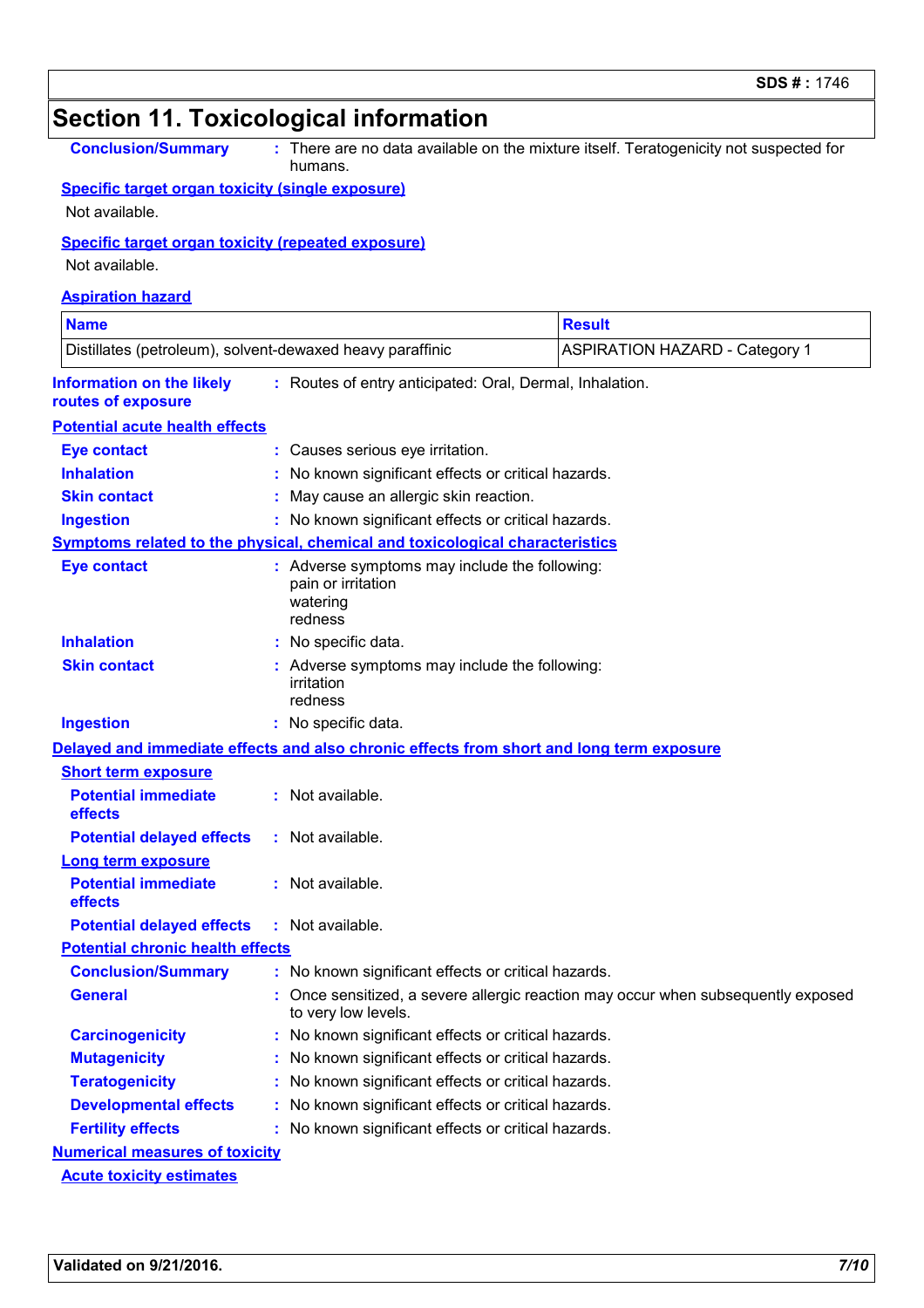## Section 11. Toxicological information

**Conclusion/Summary** : There are no data available on the mixture itself. Teratogenicity not suspected for humans.

**Specific target organ toxicity (single exposure)**

Not available.

**Specific target organ toxicity (repeated exposure)**

Not available.

**Aspiration hazard**

| Name | Result |
|---|---|
| Distillates (petroleum), solvent-dewaxed heavy paraffinic | ASPIRATION HAZARD - Category 1 |

**Information on the likely routes of exposure** : Routes of entry anticipated: Oral, Dermal, Inhalation.

**Potential acute health effects**

**Eye contact** : Causes serious eye irritation.

**Inhalation** : No known significant effects or critical hazards.

**Skin contact** : May cause an allergic skin reaction.

**Ingestion** : No known significant effects or critical hazards.

**Symptoms related to the physical, chemical and toxicological characteristics**

**Eye contact** : Adverse symptoms may include the following:
pain or irritation
watering
redness

**Inhalation** : No specific data.

**Skin contact** : Adverse symptoms may include the following:
irritation
redness

**Ingestion** : No specific data.

**Delayed and immediate effects and also chronic effects from short and long term exposure**

**Short term exposure**

**Potential immediate effects** : Not available.

**Potential delayed effects** : Not available.

**Long term exposure**

**Potential immediate effects** : Not available.

**Potential delayed effects** : Not available.

**Potential chronic health effects**

**Conclusion/Summary** : No known significant effects or critical hazards.

**General** : Once sensitized, a severe allergic reaction may occur when subsequently exposed to very low levels.

**Carcinogenicity** : No known significant effects or critical hazards.

**Mutagenicity** : No known significant effects or critical hazards.

**Teratogenicity** : No known significant effects or critical hazards.

**Developmental effects** : No known significant effects or critical hazards.

**Fertility effects** : No known significant effects or critical hazards.

**Numerical measures of toxicity**

**Acute toxicity estimates**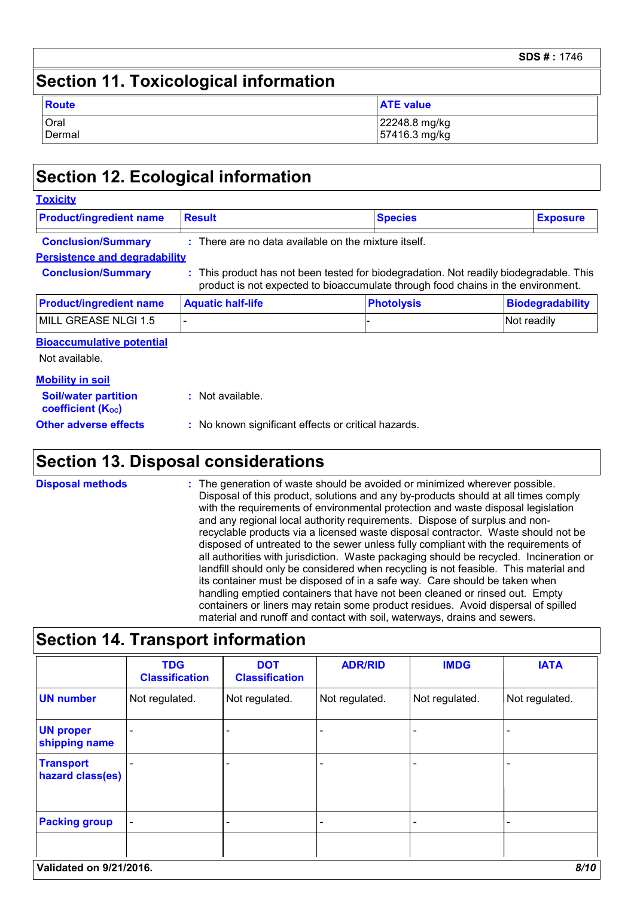## Section 11. Toxicological information

| Route | ATE value |
|---|---|
| Oral<br>Dermal | 22248.8 mg/kg<br>57416.3 mg/kg |

## Section 12. Ecological information

### Toxicity

| Product/ingredient name | Result | Species | Exposure |
|---|---|---|---|

**Conclusion/Summary** : There are no data available on the mixture itself.

### Persistence and degradability

**Conclusion/Summary** : This product has not been tested for biodegradation. Not readily biodegradable. This product is not expected to bioaccumulate through food chains in the environment.

| Product/ingredient name | Aquatic half-life | Photolysis | Biodegradability |
|---|---|---|---|
| MILL GREASE NLGI 1.5 | - | - | Not readily |

### Bioaccumulative potential

Not available.

### Mobility in soil

**Soil/water partition coefficient ($K_{OC}$)** : Not available.

**Other adverse effects** : No known significant effects or critical hazards.

## Section 13. Disposal considerations

**Disposal methods** : The generation of waste should be avoided or minimized wherever possible. Disposal of this product, solutions and any by-products should at all times comply with the requirements of environmental protection and waste disposal legislation and any regional local authority requirements. Dispose of surplus and non-recyclable products via a licensed waste disposal contractor. Waste should not be disposed of untreated to the sewer unless fully compliant with the requirements of all authorities with jurisdiction. Waste packaging should be recycled. Incineration or landfill should only be considered when recycling is not feasible. This material and its container must be disposed of in a safe way. Care should be taken when handling emptied containers that have not been cleaned or rinsed out. Empty containers or liners may retain some product residues. Avoid dispersal of spilled material and runoff and contact with soil, waterways, drains and sewers.

## Section 14. Transport information

| | TDG Classification | DOT Classification | ADR/RID | IMDG | IATA |
|---|---|---|---|---|---|
| UN number | Not regulated. | Not regulated. | Not regulated. | Not regulated. | Not regulated. |
| UN proper shipping name | - | - | - | - | - |
| Transport hazard class(es) | - | - | - | - | - |
| Packing group | - | - | - | - | - |
| | | | | | |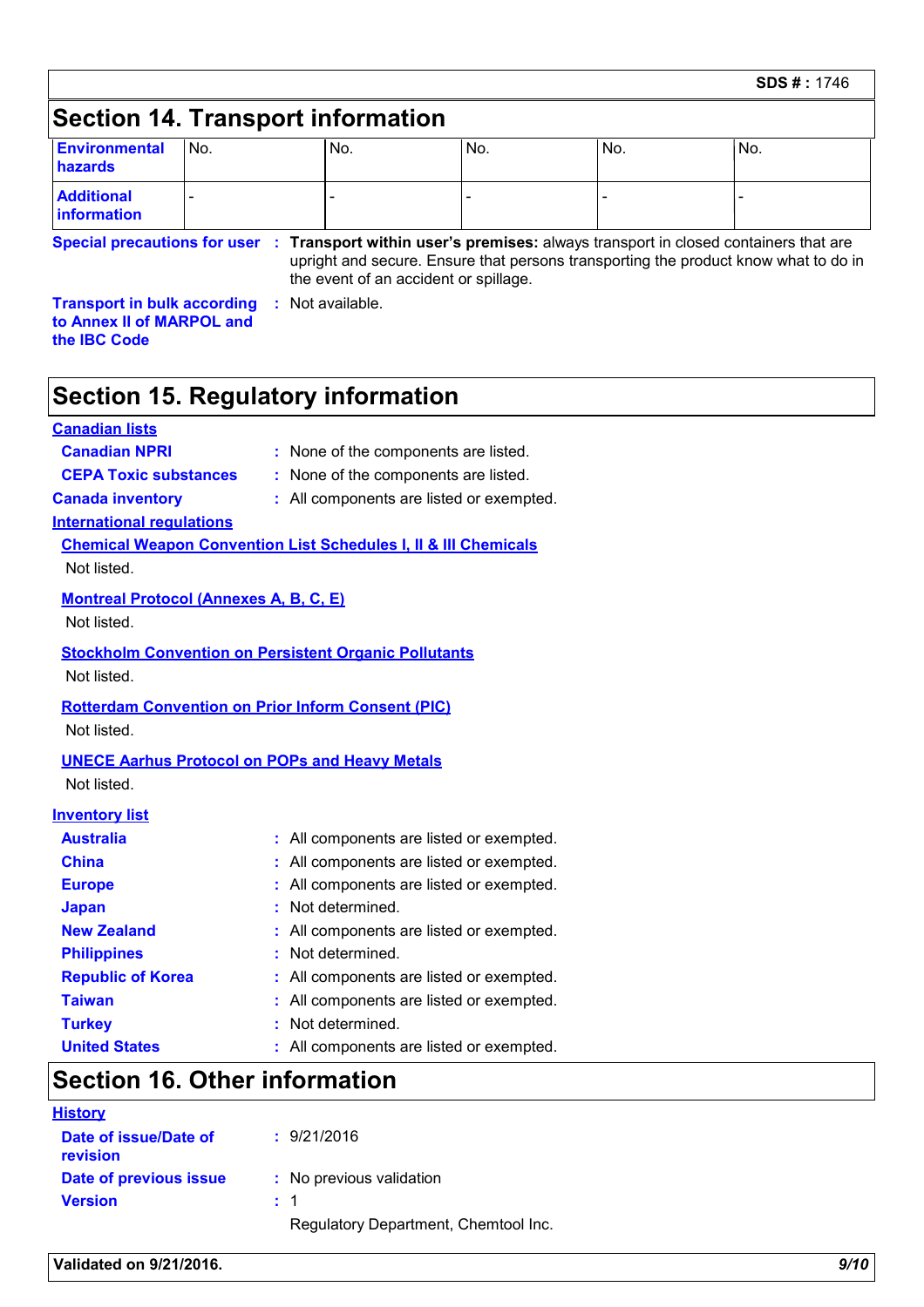## Section 14. Transport information

| Environmental hazards | No. | No. | No. | No. | No. |
|---|---|---|---|---|---|
| Additional information | - | - | - | - | - |

**Special precautions for user** : **Transport within user's premises:** always transport in closed containers that are upright and secure. Ensure that persons transporting the product know what to do in the event of an accident or spillage.

**Transport in bulk according to Annex II of MARPOL and the IBC Code** : Not available.

## Section 15. Regulatory information

**Canadian lists**

**Canadian NPRI** : None of the components are listed.

**CEPA Toxic substances** : None of the components are listed.

**Canada inventory** : All components are listed or exempted.

**International regulations**

**Chemical Weapon Convention List Schedules I, II & III Chemicals**

Not listed.

**Montreal Protocol (Annexes A, B, C, E)**

Not listed.

**Stockholm Convention on Persistent Organic Pollutants**

Not listed.

**Rotterdam Convention on Prior Inform Consent (PIC)**

Not listed.

**UNECE Aarhus Protocol on POPs and Heavy Metals**

Not listed.

**Inventory list**

**Australia** : All components are listed or exempted.

**China** : All components are listed or exempted.

**Europe** : All components are listed or exempted.

**Japan** : Not determined.

**New Zealand** : All components are listed or exempted.

**Philippines** : Not determined.

**Republic of Korea** : All components are listed or exempted.

**Taiwan** : All components are listed or exempted.

**Turkey** : Not determined.

**United States** : All components are listed or exempted.

## Section 16. Other information

**History**

**Date of issue/Date of revision** : 9/21/2016

**Date of previous issue** : No previous validation

**Version** : 1

Regulatory Department, Chemtool Inc.

**Validated on 9/21/2016.**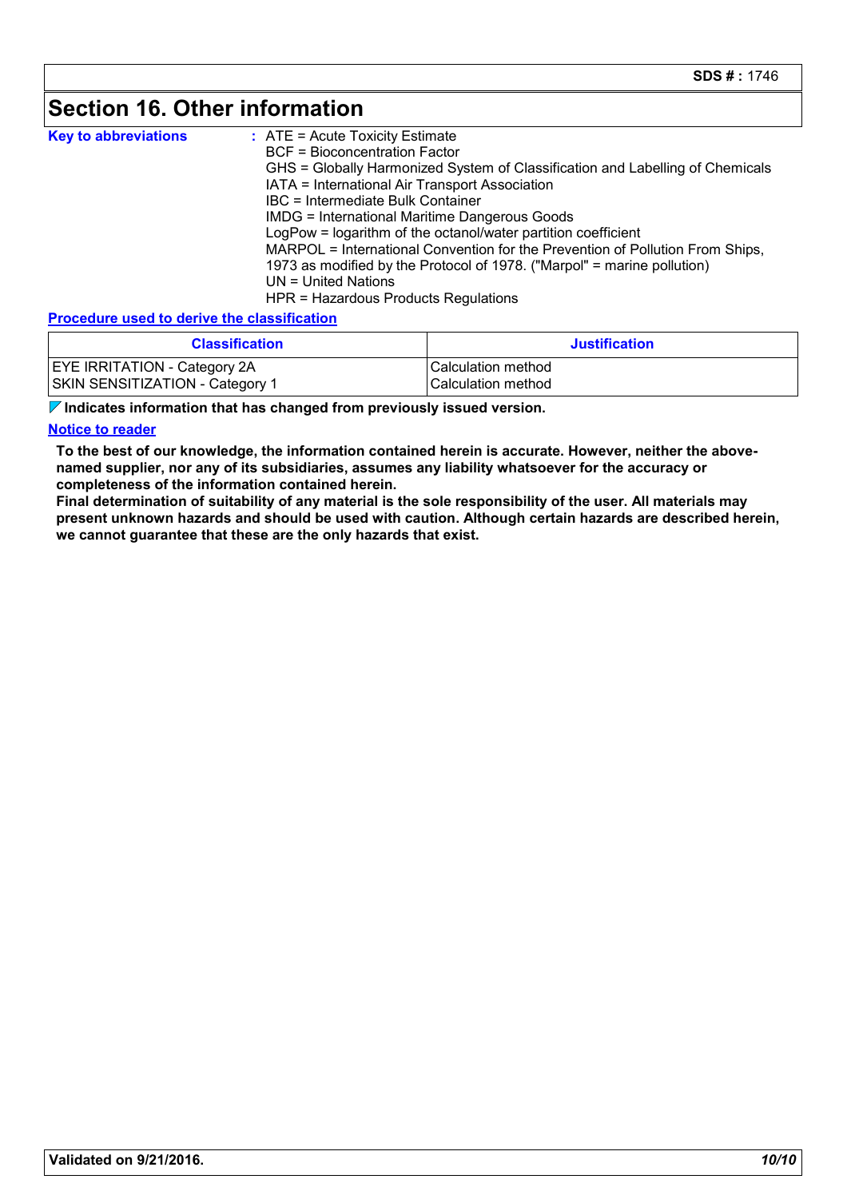# Section 16. Other information

**Key to abbreviations** : ATE = Acute Toxicity Estimate
BCF = Bioconcentration Factor
GHS = Globally Harmonized System of Classification and Labelling of Chemicals
IATA = International Air Transport Association
IBC = Intermediate Bulk Container
IMDG = International Maritime Dangerous Goods
LogPow = logarithm of the octanol/water partition coefficient
MARPOL = International Convention for the Prevention of Pollution From Ships, 1973 as modified by the Protocol of 1978. ("Marpol" = marine pollution)
UN = United Nations
HPR = Hazardous Products Regulations

**Procedure used to derive the classification**

| Classification | Justification |
|---|---|
| EYE IRRITATION - Category 2A | Calculation method |
| SKIN SENSITIZATION - Category 1 | Calculation method |

**Indicates information that has changed from previously issued version.**

**Notice to reader**

**To the best of our knowledge, the information contained herein is accurate. However, neither the above-named supplier, nor any of its subsidiaries, assumes any liability whatsoever for the accuracy or completeness of the information contained herein.**
**Final determination of suitability of any material is the sole responsibility of the user. All materials may present unknown hazards and should be used with caution. Although certain hazards are described herein, we cannot guarantee that these are the only hazards that exist.**